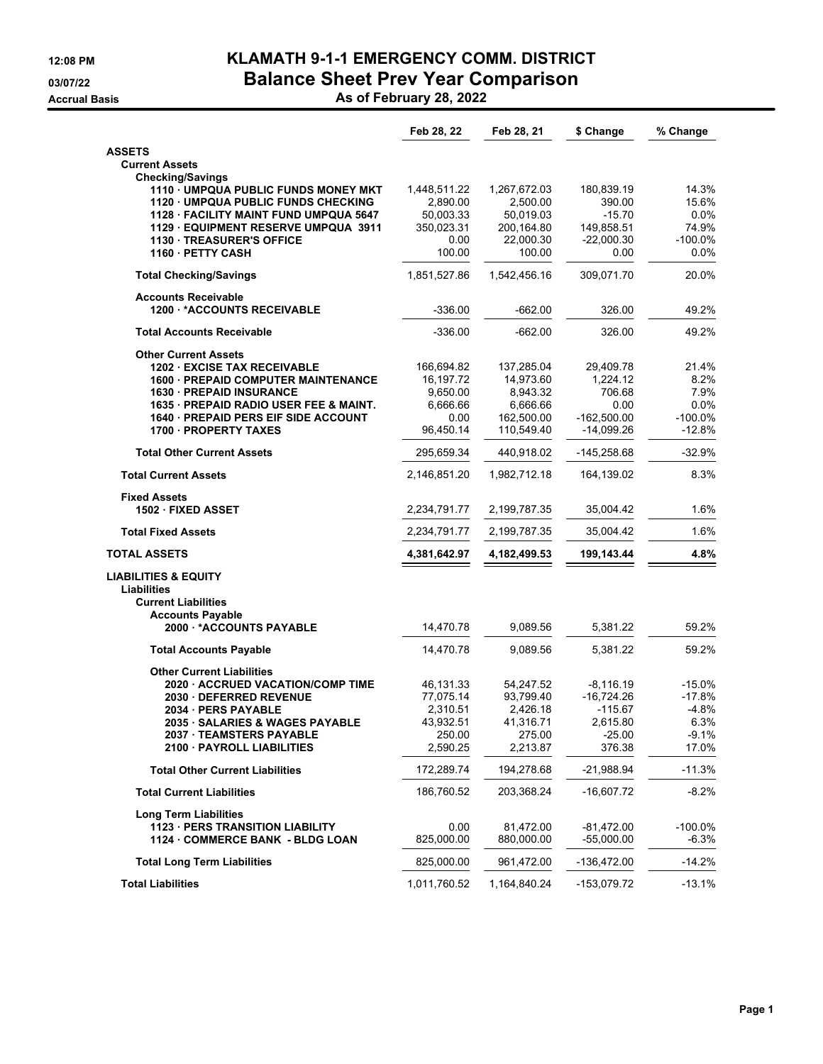# KLAMATH 9-1-1 EMERGENCY COMM. DISTRICT

## Balance Sheet Prev Year Comparison

**As of February 28, 2022**

12:08 PM
03/07/22
Accrual Basis

| | Feb 28, 22 | Feb 28, 21 | $ Change | % Change |
|---|---|---|---|---|
| **ASSETS** | | | | |
| **Current Assets** | | | | |
| **Checking/Savings** | | | | |
| 1110 · UMPQUA PUBLIC FUNDS MONEY MKT | 1,448,511.22 | 1,267,672.03 | 180,839.19 | 14.3% |
| 1120 · UMPQUA PUBLIC FUNDS CHECKING | 2,890.00 | 2,500.00 | 390.00 | 15.6% |
| 1128 · FACILITY MAINT FUND UMPQUA 5647 | 50,003.33 | 50,019.03 | -15.70 | 0.0% |
| 1129 · EQUIPMENT RESERVE UMPQUA 3911 | 350,023.31 | 200,164.80 | 149,858.51 | 74.9% |
| 1130 · TREASURER'S OFFICE | 0.00 | 22,000.30 | -22,000.30 | -100.0% |
| 1160 · PETTY CASH | 100.00 | 100.00 | 0.00 | 0.0% |
| **Total Checking/Savings** | 1,851,527.86 | 1,542,456.16 | 309,071.70 | 20.0% |
| **Accounts Receivable** | | | | |
| 1200 · *ACCOUNTS RECEIVABLE | -336.00 | -662.00 | 326.00 | 49.2% |
| **Total Accounts Receivable** | -336.00 | -662.00 | 326.00 | 49.2% |
| **Other Current Assets** | | | | |
| 1202 · EXCISE TAX RECEIVABLE | 166,694.82 | 137,285.04 | 29,409.78 | 21.4% |
| 1600 · PREPAID COMPUTER MAINTENANCE | 16,197.72 | 14,973.60 | 1,224.12 | 8.2% |
| 1630 · PREPAID INSURANCE | 9,650.00 | 8,943.32 | 706.68 | 7.9% |
| 1635 · PREPAID RADIO USER FEE & MAINT. | 6,666.66 | 6,666.66 | 0.00 | 0.0% |
| 1640 · PREPAID PERS EIF SIDE ACCOUNT | 0.00 | 162,500.00 | -162,500.00 | -100.0% |
| 1700 · PROPERTY TAXES | 96,450.14 | 110,549.40 | -14,099.26 | -12.8% |
| **Total Other Current Assets** | 295,659.34 | 440,918.02 | -145,258.68 | -32.9% |
| **Total Current Assets** | 2,146,851.20 | 1,982,712.18 | 164,139.02 | 8.3% |
| **Fixed Assets** | | | | |
| 1502 · FIXED ASSET | 2,234,791.77 | 2,199,787.35 | 35,004.42 | 1.6% |
| **Total Fixed Assets** | 2,234,791.77 | 2,199,787.35 | 35,004.42 | 1.6% |
| **TOTAL ASSETS** | **4,381,642.97** | **4,182,499.53** | **199,143.44** | **4.8%** |
| **LIABILITIES & EQUITY** | | | | |
| **Liabilities** | | | | |
| **Current Liabilities** | | | | |
| **Accounts Payable** | | | | |
| 2000 · *ACCOUNTS PAYABLE | 14,470.78 | 9,089.56 | 5,381.22 | 59.2% |
| **Total Accounts Payable** | 14,470.78 | 9,089.56 | 5,381.22 | 59.2% |
| **Other Current Liabilities** | | | | |
| 2020 · ACCRUED VACATION/COMP TIME | 46,131.33 | 54,247.52 | -8,116.19 | -15.0% |
| 2030 · DEFERRED REVENUE | 77,075.14 | 93,799.40 | -16,724.26 | -17.8% |
| 2034 · PERS PAYABLE | 2,310.51 | 2,426.18 | -115.67 | -4.8% |
| 2035 · SALARIES & WAGES PAYABLE | 43,932.51 | 41,316.71 | 2,615.80 | 6.3% |
| 2037 · TEAMSTERS PAYABLE | 250.00 | 275.00 | -25.00 | -9.1% |
| 2100 · PAYROLL LIABILITIES | 2,590.25 | 2,213.87 | 376.38 | 17.0% |
| **Total Other Current Liabilities** | 172,289.74 | 194,278.68 | -21,988.94 | -11.3% |
| **Total Current Liabilities** | 186,760.52 | 203,368.24 | -16,607.72 | -8.2% |
| **Long Term Liabilities** | | | | |
| 1123 · PERS TRANSITION LIABILITY | 0.00 | 81,472.00 | -81,472.00 | -100.0% |
| 1124 · COMMERCE BANK - BLDG LOAN | 825,000.00 | 880,000.00 | -55,000.00 | -6.3% |
| **Total Long Term Liabilities** | 825,000.00 | 961,472.00 | -136,472.00 | -14.2% |
| **Total Liabilities** | 1,011,760.52 | 1,164,840.24 | -153,079.72 | -13.1% |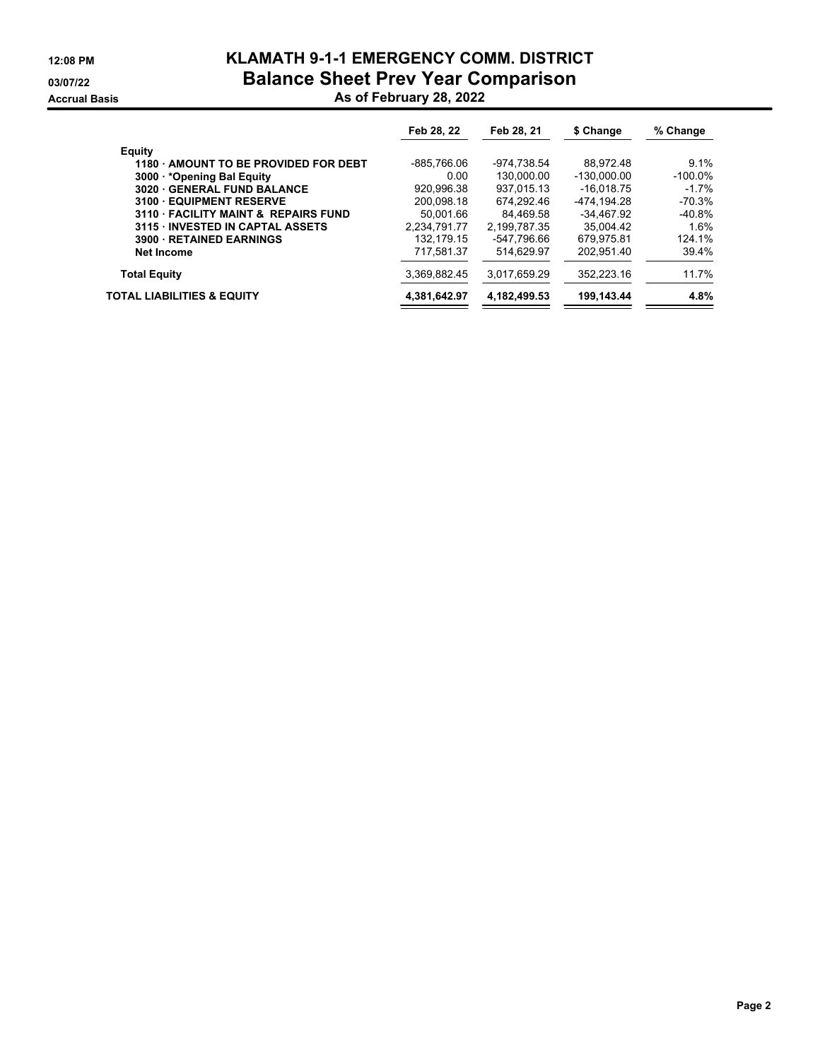# KLAMATH 9-1-1 EMERGENCY COMM. DISTRICT

## Balance Sheet Prev Year Comparison

### As of February 28, 2022

12:08 PM

03/07/22

Accrual Basis

| | Feb 28, 22 | Feb 28, 21 | $ Change | % Change |
|---|---|---|---|---|
| **Equity** | | | | |
| **1180 · AMOUNT TO BE PROVIDED FOR DEBT** | -885,766.06 | -974,738.54 | 88,972.48 | 9.1% |
| **3000 · *Opening Bal Equity** | 0.00 | 130,000.00 | -130,000.00 | -100.0% |
| **3020 · GENERAL FUND BALANCE** | 920,996.38 | 937,015.13 | -16,018.75 | -1.7% |
| **3100 · EQUIPMENT RESERVE** | 200,098.18 | 674,292.46 | -474,194.28 | -70.3% |
| **3110 · FACILITY MAINT & REPAIRS FUND** | 50,001.66 | 84,469.58 | -34,467.92 | -40.8% |
| **3115 · INVESTED IN CAPTAL ASSETS** | 2,234,791.77 | 2,199,787.35 | 35,004.42 | 1.6% |
| **3900 · RETAINED EARNINGS** | 132,179.15 | -547,796.66 | 679,975.81 | 124.1% |
| **Net Income** | 717,581.37 | 514,629.97 | 202,951.40 | 39.4% |
| **Total Equity** | 3,369,882.45 | 3,017,659.29 | 352,223.16 | 11.7% |
| **TOTAL LIABILITIES & EQUITY** | **4,381,642.97** | **4,182,499.53** | **199,143.44** | **4.8%** |